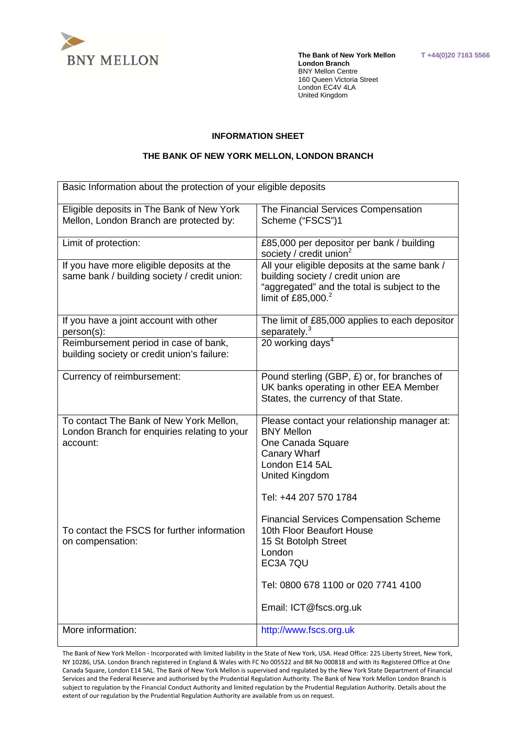The Bank of New York Mellon
London Branch
BNY Mellon Centre
160 Queen Victoria Street
London EC4V 4LA
United Kingdom

T +44(0)20 7163 5566

**INFORMATION SHEET**

**THE BANK OF NEW YORK MELLON, LONDON BRANCH**

| Basic Information about the protection of your eligible deposits | |
|---|---|
| Eligible deposits in The Bank of New York Mellon, London Branch are protected by: | The Financial Services Compensation Scheme ("FSCS")1 |
| Limit of protection: | £85,000 per depositor per bank / building society / credit union[2] |
| If you have more eligible deposits at the same bank / building society / credit union: | All your eligible deposits at the same bank / building society / credit union are "aggregated" and the total is subject to the limit of £85,000.[2] |
| If you have a joint account with other person(s): | The limit of £85,000 applies to each depositor separately.[3] |
| Reimbursement period in case of bank, building society or credit union's failure: | 20 working days[4] |
| Currency of reimbursement: | Pound sterling (GBP, £) or, for branches of UK banks operating in other EEA Member States, the currency of that State. |
| To contact The Bank of New York Mellon, London Branch for enquiries relating to your account: | Please contact your relationship manager at: BNY Mellon One Canada Square Canary Wharf London E14 5AL United Kingdom<br><br>Tel: +44 207 570 1784 |
| To contact the FSCS for further information on compensation: | Financial Services Compensation Scheme 10th Floor Beaufort House 15 St Botolph Street London EC3A 7QU<br><br>Tel: 0800 678 1100 or 020 7741 4100<br><br>Email: ICT@fscs.org.uk |
| More information: | http://www.fscs.org.uk |

The Bank of New York Mellon - Incorporated with limited liability in the State of New York, USA. Head Office: 225 Liberty Street, New York, NY 10286, USA. London Branch registered in England & Wales with FC No 005522 and BR No 000818 and with its Registered Office at One Canada Square, London E14 5AL. The Bank of New York Mellon is supervised and regulated by the New York State Department of Financial Services and the Federal Reserve and authorised by the Prudential Regulation Authority. The Bank of New York Mellon London Branch is subject to regulation by the Financial Conduct Authority and limited regulation by the Prudential Regulation Authority. Details about the extent of our regulation by the Prudential Regulation Authority are available from us on request.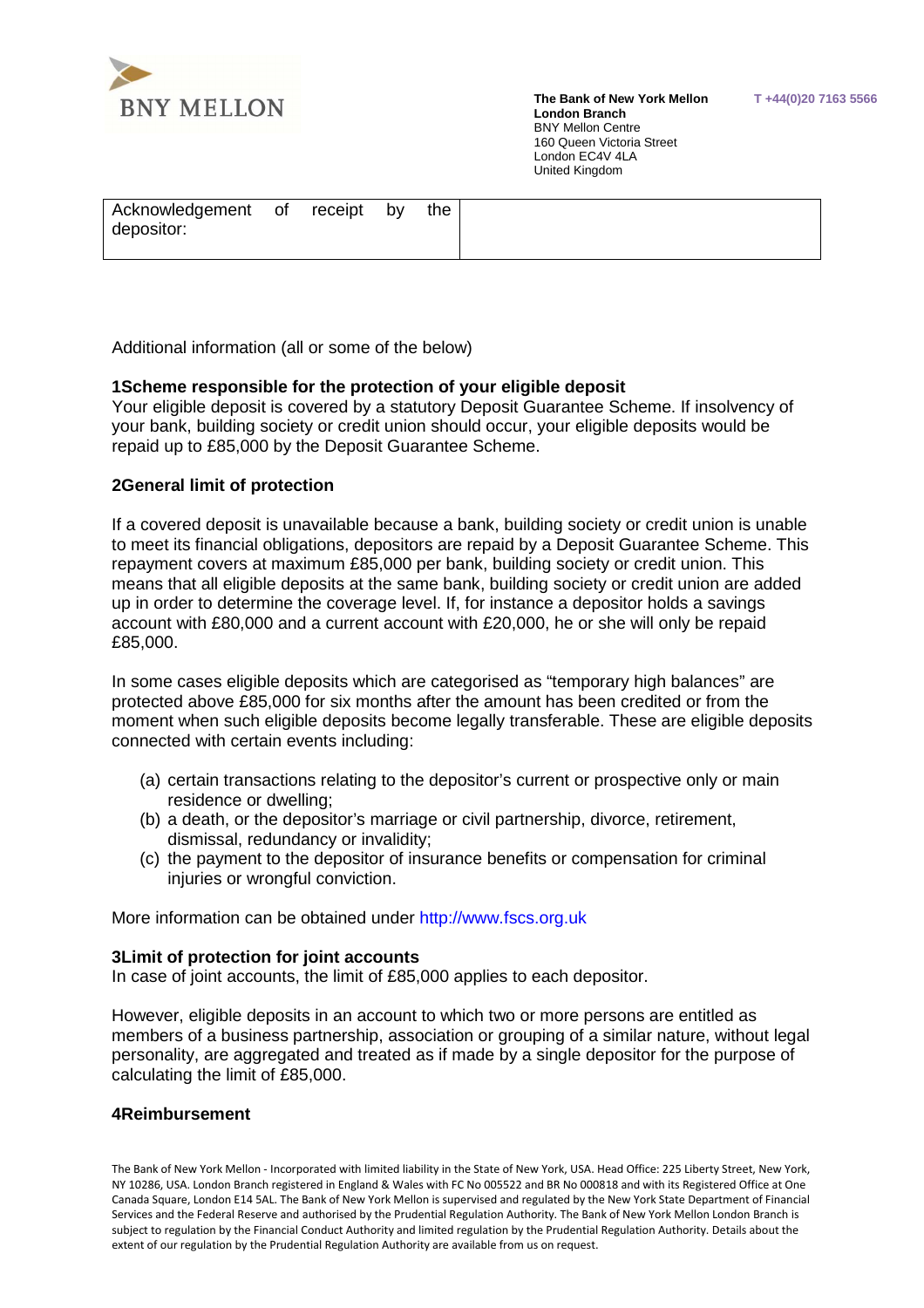**The Bank of New York Mellon** **London Branch**
BNY Mellon Centre
160 Queen Victoria Street
London EC4V 4LA
United Kingdom

**T +44(0)20 7163 5566**

| Acknowledgement of receipt by the depositor: | |
|---|---|

Additional information (all or some of the below)

**1Scheme responsible for the protection of your eligible deposit**
Your eligible deposit is covered by a statutory Deposit Guarantee Scheme. If insolvency of your bank, building society or credit union should occur, your eligible deposits would be repaid up to £85,000 by the Deposit Guarantee Scheme.

**2General limit of protection**

If a covered deposit is unavailable because a bank, building society or credit union is unable to meet its financial obligations, depositors are repaid by a Deposit Guarantee Scheme. This repayment covers at maximum £85,000 per bank, building society or credit union. This means that all eligible deposits at the same bank, building society or credit union are added up in order to determine the coverage level. If, for instance a depositor holds a savings account with £80,000 and a current account with £20,000, he or she will only be repaid £85,000.

In some cases eligible deposits which are categorised as "temporary high balances" are protected above £85,000 for six months after the amount has been credited or from the moment when such eligible deposits become legally transferable. These are eligible deposits connected with certain events including:

(a) certain transactions relating to the depositor's current or prospective only or main residence or dwelling;
(b) a death, or the depositor's marriage or civil partnership, divorce, retirement, dismissal, redundancy or invalidity;
(c) the payment to the depositor of insurance benefits or compensation for criminal injuries or wrongful conviction.

More information can be obtained under http://www.fscs.org.uk

**3Limit of protection for joint accounts**
In case of joint accounts, the limit of £85,000 applies to each depositor.

However, eligible deposits in an account to which two or more persons are entitled as members of a business partnership, association or grouping of a similar nature, without legal personality, are aggregated and treated as if made by a single depositor for the purpose of calculating the limit of £85,000.

**4Reimbursement**

The Bank of New York Mellon - Incorporated with limited liability in the State of New York, USA. Head Office: 225 Liberty Street, New York, NY 10286, USA. London Branch registered in England & Wales with FC No 005522 and BR No 000818 and with its Registered Office at One Canada Square, London E14 5AL. The Bank of New York Mellon is supervised and regulated by the New York State Department of Financial Services and the Federal Reserve and authorised by the Prudential Regulation Authority. The Bank of New York Mellon London Branch is subject to regulation by the Financial Conduct Authority and limited regulation by the Prudential Regulation Authority. Details about the extent of our regulation by the Prudential Regulation Authority are available from us on request.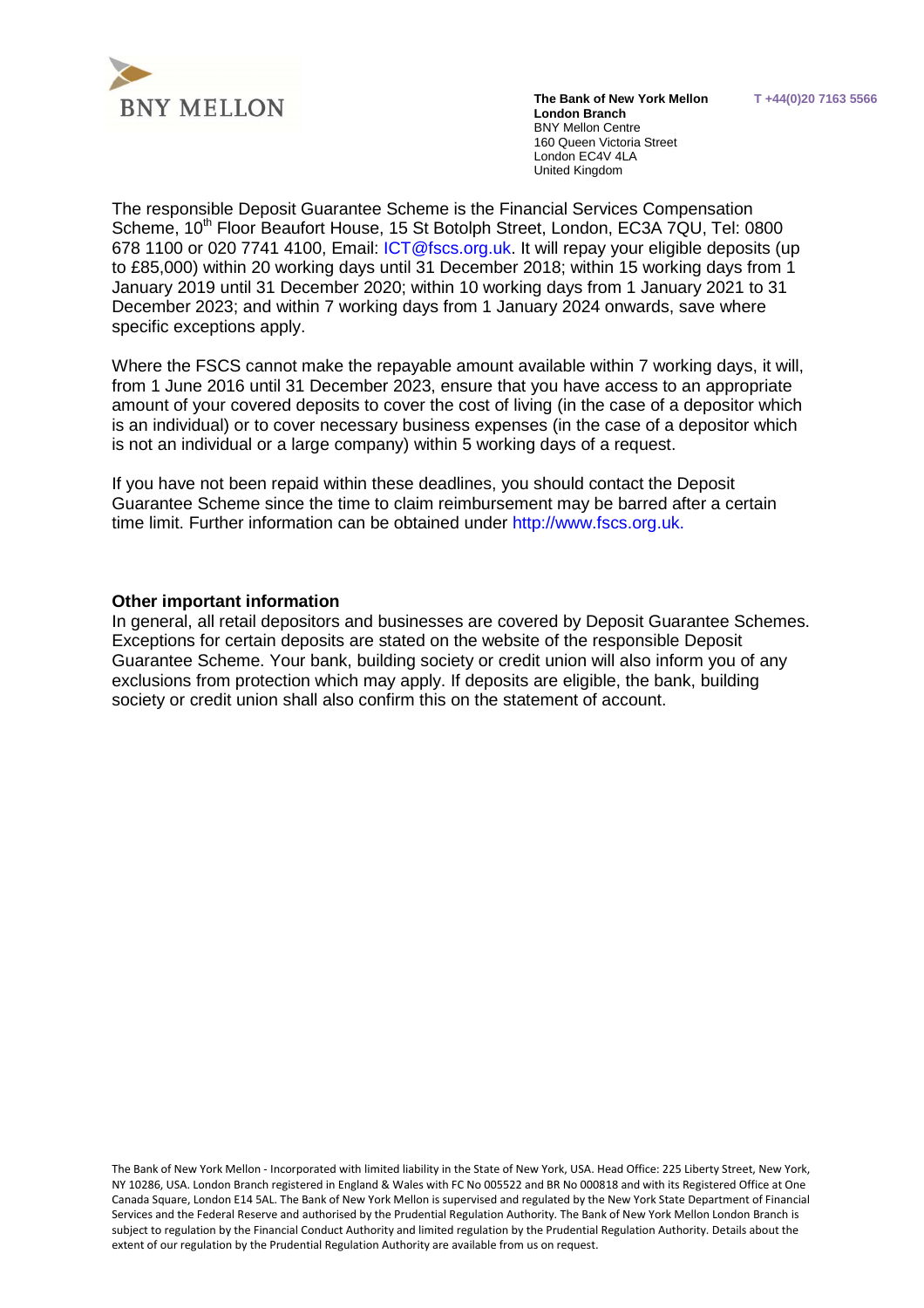**The Bank of New York Mellon**
**London Branch**
BNY Mellon Centre
160 Queen Victoria Street
London EC4V 4LA
United Kingdom

**T +44(0)20 7163 5566**

The responsible Deposit Guarantee Scheme is the Financial Services Compensation Scheme, 10th Floor Beaufort House, 15 St Botolph Street, London, EC3A 7QU, Tel: 0800 678 1100 or 020 7741 4100, Email: ICT@fscs.org.uk. It will repay your eligible deposits (up to £85,000) within 20 working days until 31 December 2018; within 15 working days from 1 January 2019 until 31 December 2020; within 10 working days from 1 January 2021 to 31 December 2023; and within 7 working days from 1 January 2024 onwards, save where specific exceptions apply.

Where the FSCS cannot make the repayable amount available within 7 working days, it will, from 1 June 2016 until 31 December 2023, ensure that you have access to an appropriate amount of your covered deposits to cover the cost of living (in the case of a depositor which is an individual) or to cover necessary business expenses (in the case of a depositor which is not an individual or a large company) within 5 working days of a request.

If you have not been repaid within these deadlines, you should contact the Deposit Guarantee Scheme since the time to claim reimbursement may be barred after a certain time limit. Further information can be obtained under http://www.fscs.org.uk.

**Other important information**

In general, all retail depositors and businesses are covered by Deposit Guarantee Schemes. Exceptions for certain deposits are stated on the website of the responsible Deposit Guarantee Scheme. Your bank, building society or credit union will also inform you of any exclusions from protection which may apply. If deposits are eligible, the bank, building society or credit union shall also confirm this on the statement of account.

The Bank of New York Mellon - Incorporated with limited liability in the State of New York, USA. Head Office: 225 Liberty Street, New York, NY 10286, USA. London Branch registered in England & Wales with FC No 005522 and BR No 000818 and with its Registered Office at One Canada Square, London E14 5AL. The Bank of New York Mellon is supervised and regulated by the New York State Department of Financial Services and the Federal Reserve and authorised by the Prudential Regulation Authority. The Bank of New York Mellon London Branch is subject to regulation by the Financial Conduct Authority and limited regulation by the Prudential Regulation Authority. Details about the extent of our regulation by the Prudential Regulation Authority are available from us on request.